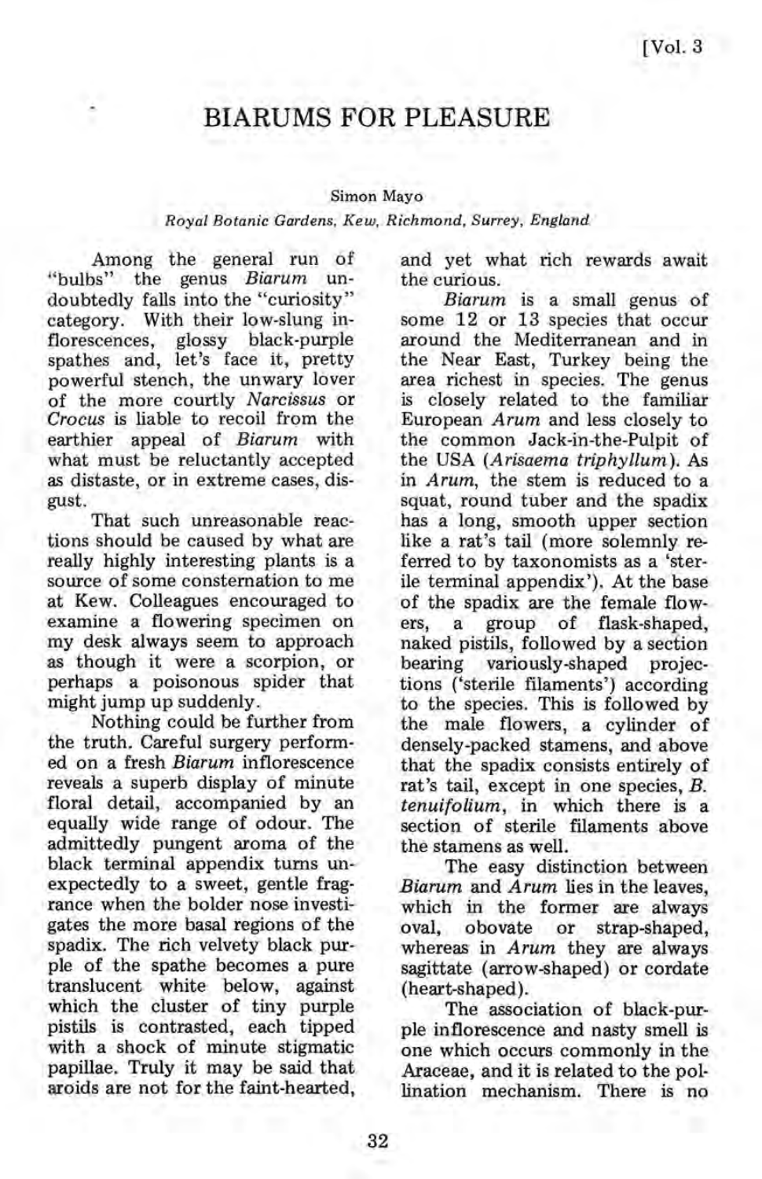# BIARUMS FOR PLEASURE

Simon Mayo

*Royal Botanic Gardens, Kew, Richmond, Surrey, England*

Among the general run of "bulbs" the genus *Biarum* undoubtedly falls into the "curiosity" category. With their low-slung inflorescences, glossy black-purple spathes and, let's face it, pretty powerful stench, the unwary lover of the more courtly *Narcissus* or *Crocus* is liable to recoil from the earthier appeal of *Biarum* with what must be reluctantly accepted as distaste, or in extreme cases, disgust.

That such unreasonable reactions should be caused by what are really highly interesting plants is a source of some consternation to me at Kew. Colleagues encouraged to examine a flowering specimen on my desk always seem to approach as though it were a scorpion, or perhaps a poisonous spider that might jump up suddenly.

Nothing could be further from the truth. Careful surgery performed on a fresh *Biarum* inflorescence reveals a superb display of minute floral detail, accompanied by an equally wide range of odour. The admittedly pungent aroma of the black terminal appendix turns unexpectedly to a sweet, gentle fragrance when the bolder nose investigates the more basal regions of the spadix. The rich velvety black purple of the spathe becomes a pure translucent white below, against which the cluster of tiny purple pistils is contrasted, each tipped with a shock of minute stigmatic papillae. Truly it may be said that aroids are not for the faint-hearted, and yet what rich rewards await the curious.

*Biarum* is a small genus of some 12 or 13 species that occur around the Mediterranean and in the Near East, Turkey being the area richest in species. The genus is closely related to the familiar European *Arum* and less closely to the common Jack-in-the-Pulpit of the USA (*Arisaema triphyllum*). As in *Arum*, the stem is reduced to a squat, round tuber and the spadix has a long, smooth upper section like a rat's tail (more solemnly referred to by taxonomists as a 'sterile terminal appendix'). At the base of the spadix are the female flowers, a group of flask-shaped, naked pistils, followed by a section bearing variously-shaped projections ('sterile filaments') according to the species. This is followed by the male flowers, a cylinder of densely-packed stamens, and above that the spadix consists entirely of rat's tail, except in one species, *B. tenuifolium*, in which there is a section of sterile filaments above the stamens as well.

The easy distinction between *Biarum* and *Arum* lies in the leaves, which in the former are always oval, obovate or strap-shaped, whereas in *Arum* they are always sagittate (arrow-shaped) or cordate (heart-shaped).

The association of black-purple inflorescence and nasty smell is one which occurs commonly in the Araceae, and it is related to the pollination mechanism. There is no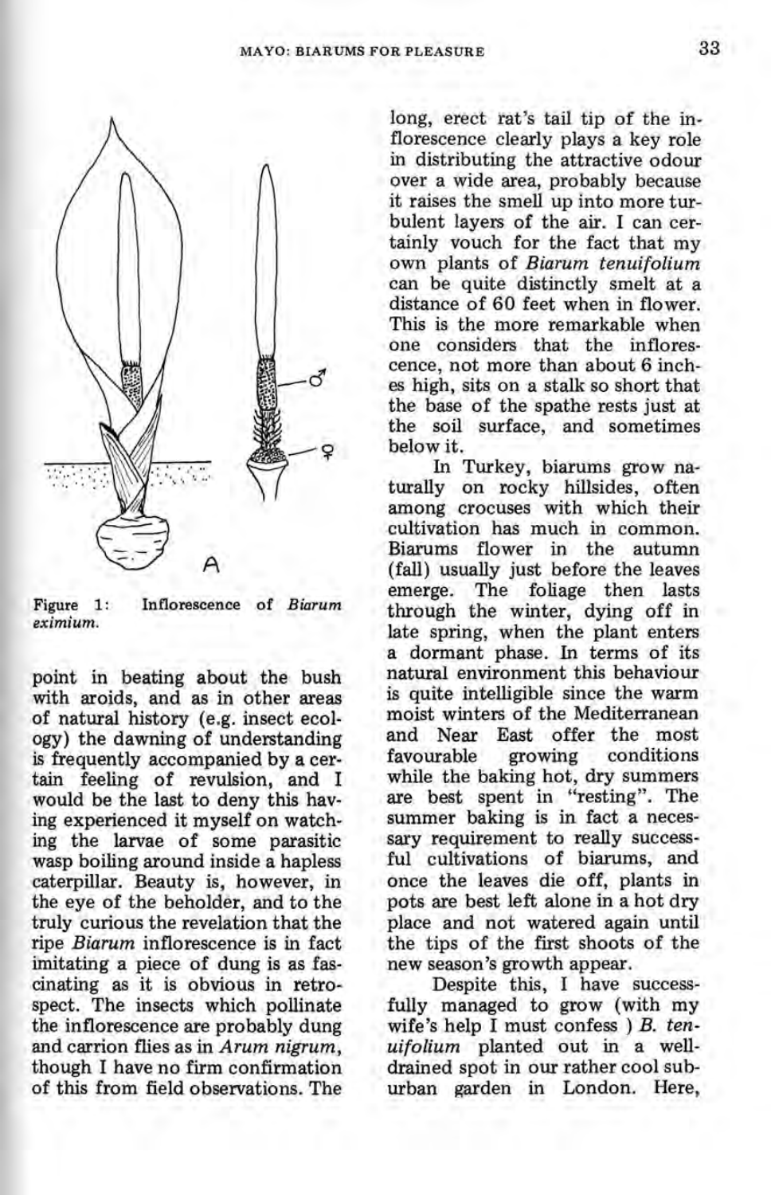Figure 1: Inflorescence of *Biarum eximium*.

point in beating about the bush with aroids, and as in other areas of natural history (e.g. insect ecology) the dawning of understanding is frequently accompanied by a certain feeling of revulsion, and I would be the last to deny this having experienced it myself on watching the larvae of some parasitic wasp boiling around inside a hapless caterpillar. Beauty is, however, in the eye of the beholder, and to the truly curious the revelation that the ripe *Biarum* inflorescence is in fact imitating a piece of dung is as fascinating as it is obvious in retrospect. The insects which pollinate the inflorescence are probably dung and carrion flies as in *Arum nigrum*, though I have no firm confirmation of this from field observations. The long, erect rat's tail tip of the inflorescence clearly plays a key role in distributing the attractive odour over a wide area, probably because it raises the smell up into more turbulent layers of the air. I can certainly vouch for the fact that my own plants of *Biarum tenuifolium* can be quite distinctly smelt at a distance of 60 feet when in flower. This is the more remarkable when one considers that the inflorescence, not more than about 6 inches high, sits on a stalk so short that the base of the spathe rests just at the soil surface, and sometimes below it.

In Turkey, biarums grow naturally on rocky hillsides, often among crocuses with which their cultivation has much in common. Biarums flower in the autumn (fall) usually just before the leaves emerge. The foliage then lasts through the winter, dying off in late spring, when the plant enters a dormant phase. In terms of its natural environment this behaviour is quite intelligible since the warm moist winters of the Mediterranean and Near East offer the most favourable growing conditions while the baking hot, dry summers are best spent in "resting". The summer baking is in fact a necessary requirement to really successful cultivations of biarums, and once the leaves die off, plants in pots are best left alone in a hot dry place and not watered again until the tips of the first shoots of the new season's growth appear.

Despite this, I have successfully managed to grow (with my wife's help I must confess ) *B. tenuifolium* planted out in a well-drained spot in our rather cool suburban garden in London. Here,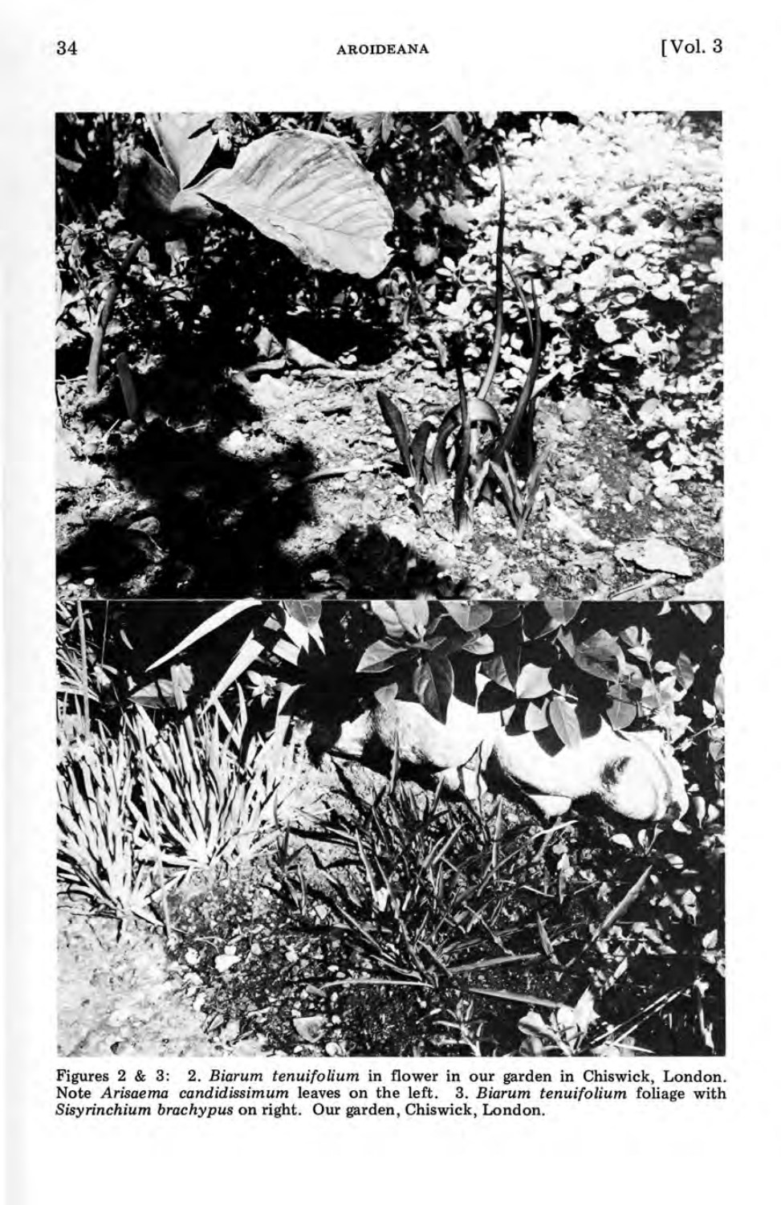Figures 2 & 3: 2. *Biarum tenuifolium* in flower in our garden in Chiswick, London. Note *Arisaema candidissimum* leaves on the left. 3. *Biarum tenuifolium* foliage with *Sisyrinchium brachypus* on right. Our garden, Chiswick, London.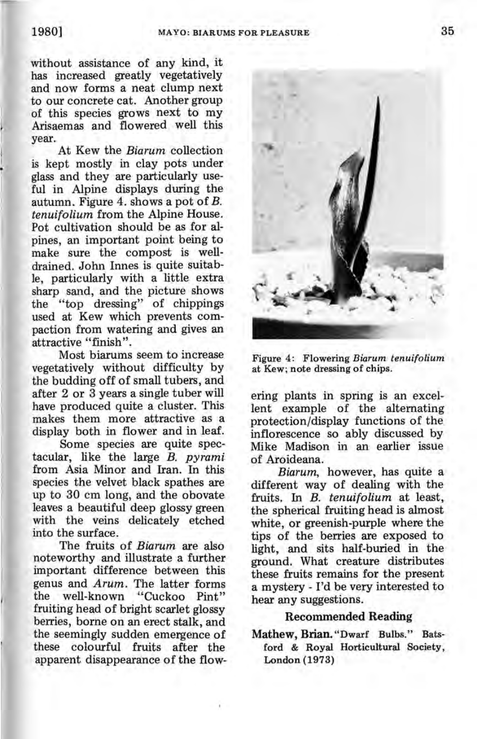without assistance of any kind, it has increased greatly vegetatively and now forms a neat clump next to our concrete cat. Another group of this species grows next to my Arisaemas and flowered well this year.

At Kew the *Biarum* collection is kept mostly in clay pots under glass and they are particularly useful in Alpine displays during the autumn. Figure 4. shows a pot of *B. tenuifolium* from the Alpine House. Pot cultivation should be as for alpines, an important point being to make sure the compost is well-drained. John Innes is quite suitable, particularly with a little extra sharp sand, and the picture shows the "top dressing" of chippings used at Kew which prevents compaction from watering and gives an attractive "finish".

Most biarums seem to increase vegetatively without difficulty by the budding off of small tubers, and after 2 or 3 years a single tuber will have produced quite a cluster. This makes them more attractive as a display both in flower and in leaf.

Some species are quite spectacular, like the large *B. pyrami* from Asia Minor and Iran. In this species the velvet black spathes are up to 30 cm long, and the obovate leaves a beautiful deep glossy green with the veins delicately etched into the surface.

The fruits of *Biarum* are also noteworthy and illustrate a further important difference between this genus and *Arum*. The latter forms the well-known "Cuckoo Pint" fruiting head of bright scarlet glossy berries, borne on an erect stalk, and the seemingly sudden emergence of these colourful fruits after the apparent disappearance of the flowering plants in spring is an excellent example of the alternating protection/display functions of the inflorescence so ably discussed by Mike Madison in an earlier issue of Aroideana.

Figure 4: Flowering *Biarum tenuifolium* at Kew; note dressing of chips.

*Biarum*, however, has quite a different way of dealing with the fruits. In *B. tenuifolium* at least, the spherical fruiting head is almost white, or greenish-purple where the tips of the berries are exposed to light, and sits half-buried in the ground. What creature distributes these fruits remains for the present a mystery - I'd be very interested to hear any suggestions.

## Recommended Reading

**Mathew, Brian.** "Dwarf Bulbs." Batsford & Royal Horticultural Society, London (1973)